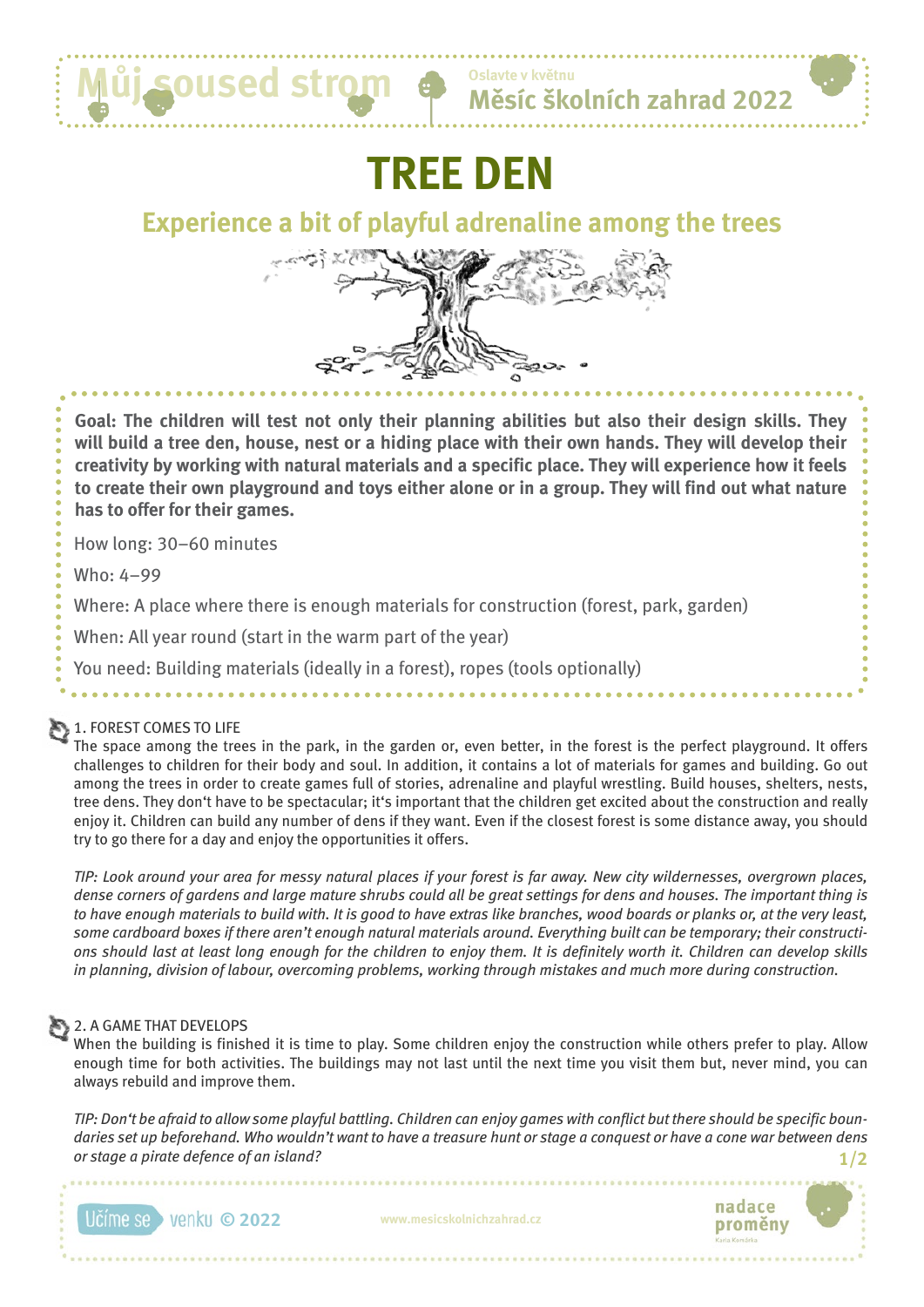# TREE DEN

## Experience a bit of playful adrenaline among the trees

**Goal: The children will test not only their planning abilities but also their design skills. They will build a tree den, house, nest or a hiding place with their own hands. They will develop their creativity by working with natural materials and a specific place. They will experience how it feels to create their own playground and toys either alone or in a group. They will find out what nature has to offer for their games.**

How long: 30–60 minutes

Who: 4–99

Where: A place where there is enough materials for construction (forest, park, garden)

When: All year round (start in the warm part of the year)

You need: Building materials (ideally in a forest), ropes (tools optionally)

### 1. FOREST COMES TO LIFE

The space among the trees in the park, in the garden or, even better, in the forest is the perfect playground. It offers challenges to children for their body and soul. In addition, it contains a lot of materials for games and building. Go out among the trees in order to create games full of stories, adrenaline and playful wrestling. Build houses, shelters, nests, tree dens. They don't have to be spectacular; it's important that the children get excited about the construction and really enjoy it. Children can build any number of dens if they want. Even if the closest forest is some distance away, you should try to go there for a day and enjoy the opportunities it offers.

*TIP: Look around your area for messy natural places if your forest is far away. New city wildernesses, overgrown places, dense corners of gardens and large mature shrubs could all be great settings for dens and houses. The important thing is to have enough materials to build with. It is good to have extras like branches, wood boards or planks or, at the very least, some cardboard boxes if there aren't enough natural materials around. Everything built can be temporary; their constructions should last at least long enough for the children to enjoy them. It is definitely worth it. Children can develop skills in planning, division of labour, overcoming problems, working through mistakes and much more during construction.*

### 2. A GAME THAT DEVELOPS

When the building is finished it is time to play. Some children enjoy the construction while others prefer to play. Allow enough time for both activities. The buildings may not last until the next time you visit them but, never mind, you can always rebuild and improve them.

*TIP: Don't be afraid to allow some playful battling. Children can enjoy games with conflict but there should be specific boundaries set up beforehand. Who wouldn't want to have a treasure hunt or stage a conquest or have a cone war between dens or stage a pirate defence of an island?*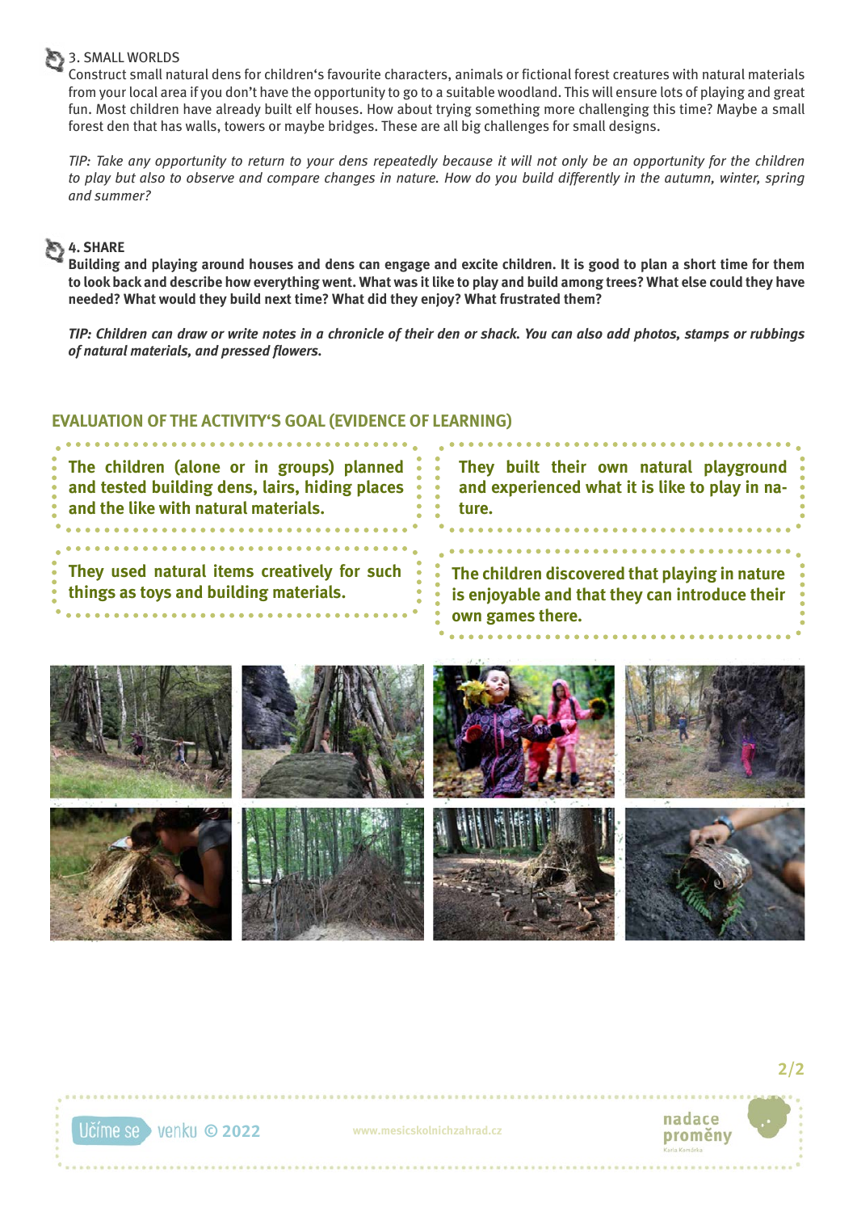### 3. SMALL WORLDS

Construct small natural dens for children's favourite characters, animals or fictional forest creatures with natural materials from your local area if you don't have the opportunity to go to a suitable woodland. This will ensure lots of playing and great fun. Most children have already built elf houses. How about trying something more challenging this time? Maybe a small forest den that has walls, towers or maybe bridges. These are all big challenges for small designs.

*TIP: Take any opportunity to return to your dens repeatedly because it will not only be an opportunity for the children to play but also to observe and compare changes in nature. How do you build differently in the autumn, winter, spring and summer?*

### 4. SHARE

**Building and playing around houses and dens can engage and excite children. It is good to plan a short time for them to look back and describe how everything went. What was it like to play and build among trees? What else could they have needed? What would they build next time? What did they enjoy? What frustrated them?**

***TIP: Children can draw or write notes in a chronicle of their den or shack. You can also add photos, stamps or rubbings of natural materials, and pressed flowers.***

## EVALUATION OF THE ACTIVITY'S GOAL (EVIDENCE OF LEARNING)

**The children (alone or in groups) planned and tested building dens, lairs, hiding places and the like with natural materials.**

**They built their own natural playground and experienced what it is like to play in nature.**

**They used natural items creatively for such things as toys and building materials.**

**The children discovered that playing in nature is enjoyable and that they can introduce their own games there.**

Učíme se venku © 2022

www.mesicskolnichzahrad.cz

nadace proměny